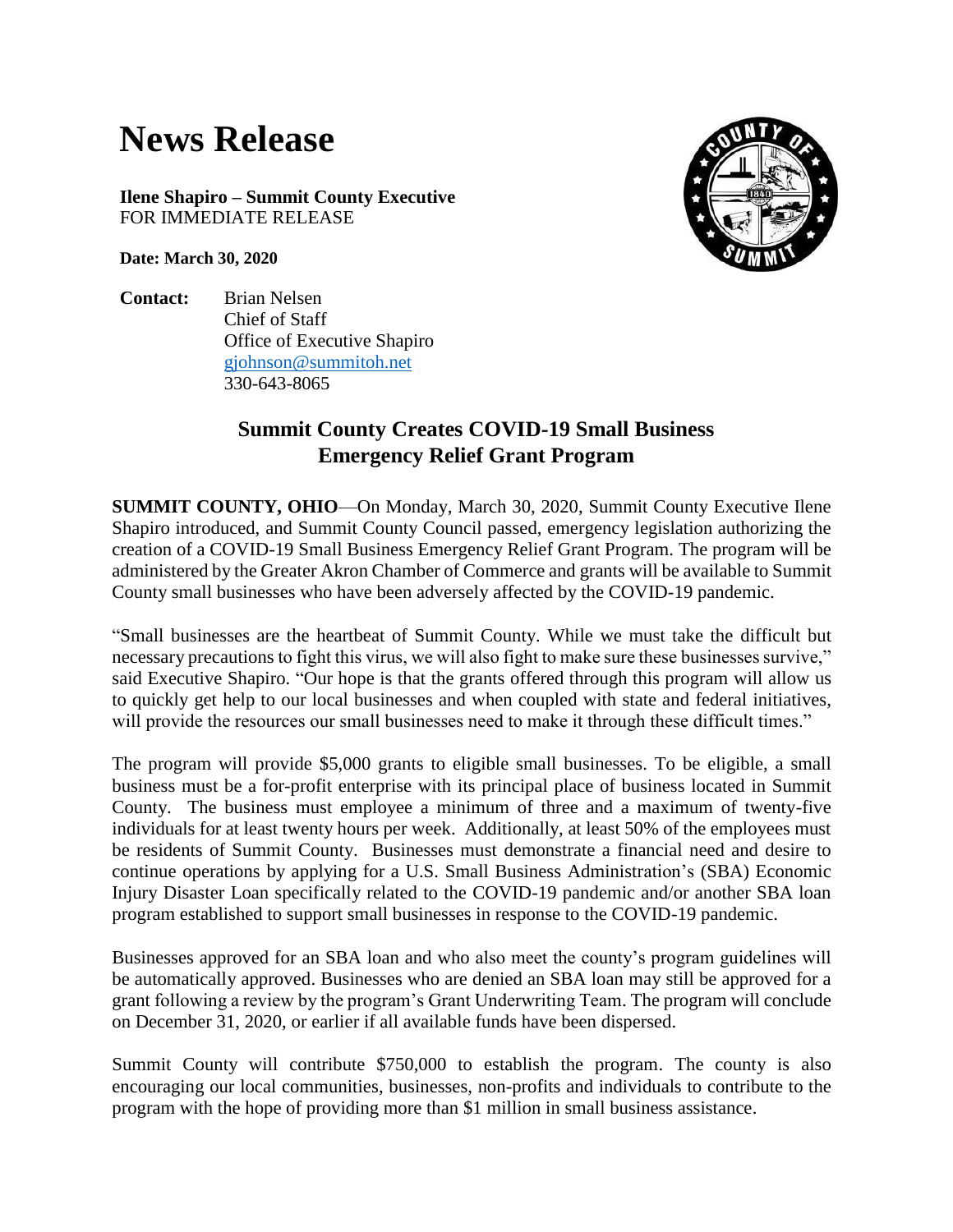# News Release

**Ilene Shapiro – Summit County Executive**
FOR IMMEDIATE RELEASE

**Date: March 30, 2020**

**Contact:** Brian Nelsen
Chief of Staff
Office of Executive Shapiro
gjohnson@summitoh.net
330-643-8065

## Summit County Creates COVID-19 Small Business Emergency Relief Grant Program

**SUMMIT COUNTY, OHIO**—On Monday, March 30, 2020, Summit County Executive Ilene Shapiro introduced, and Summit County Council passed, emergency legislation authorizing the creation of a COVID-19 Small Business Emergency Relief Grant Program. The program will be administered by the Greater Akron Chamber of Commerce and grants will be available to Summit County small businesses who have been adversely affected by the COVID-19 pandemic.

"Small businesses are the heartbeat of Summit County. While we must take the difficult but necessary precautions to fight this virus, we will also fight to make sure these businesses survive," said Executive Shapiro. "Our hope is that the grants offered through this program will allow us to quickly get help to our local businesses and when coupled with state and federal initiatives, will provide the resources our small businesses need to make it through these difficult times."

The program will provide $5,000 grants to eligible small businesses. To be eligible, a small business must be a for-profit enterprise with its principal place of business located in Summit County. The business must employee a minimum of three and a maximum of twenty-five individuals for at least twenty hours per week. Additionally, at least 50% of the employees must be residents of Summit County. Businesses must demonstrate a financial need and desire to continue operations by applying for a U.S. Small Business Administration's (SBA) Economic Injury Disaster Loan specifically related to the COVID-19 pandemic and/or another SBA loan program established to support small businesses in response to the COVID-19 pandemic.

Businesses approved for an SBA loan and who also meet the county's program guidelines will be automatically approved. Businesses who are denied an SBA loan may still be approved for a grant following a review by the program's Grant Underwriting Team. The program will conclude on December 31, 2020, or earlier if all available funds have been dispersed.

Summit County will contribute $750,000 to establish the program. The county is also encouraging our local communities, businesses, non-profits and individuals to contribute to the program with the hope of providing more than $1 million in small business assistance.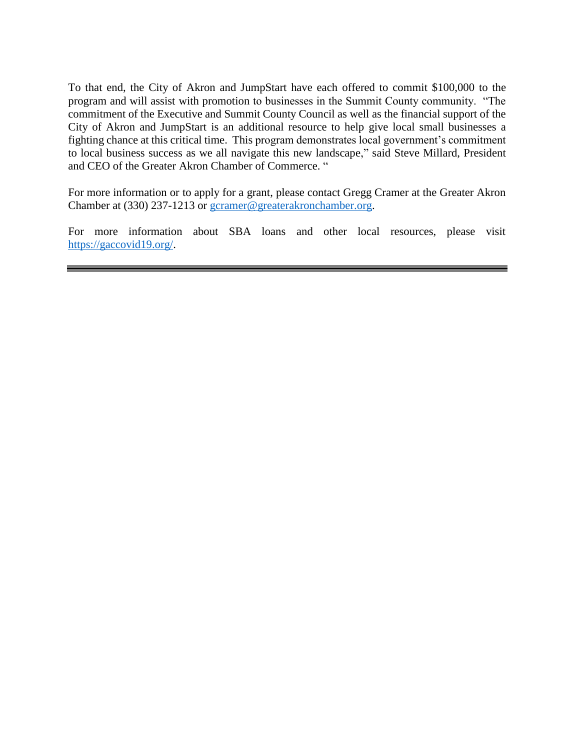To that end, the City of Akron and JumpStart have each offered to commit $100,000 to the program and will assist with promotion to businesses in the Summit County community. "The commitment of the Executive and Summit County Council as well as the financial support of the City of Akron and JumpStart is an additional resource to help give local small businesses a fighting chance at this critical time. This program demonstrates local government's commitment to local business success as we all navigate this new landscape," said Steve Millard, President and CEO of the Greater Akron Chamber of Commerce. "

For more information or to apply for a grant, please contact Gregg Cramer at the Greater Akron Chamber at (330) 237-1213 or gcramer@greaterakronchamber.org.

For more information about SBA loans and other local resources, please visit https://gaccovid19.org/.

---